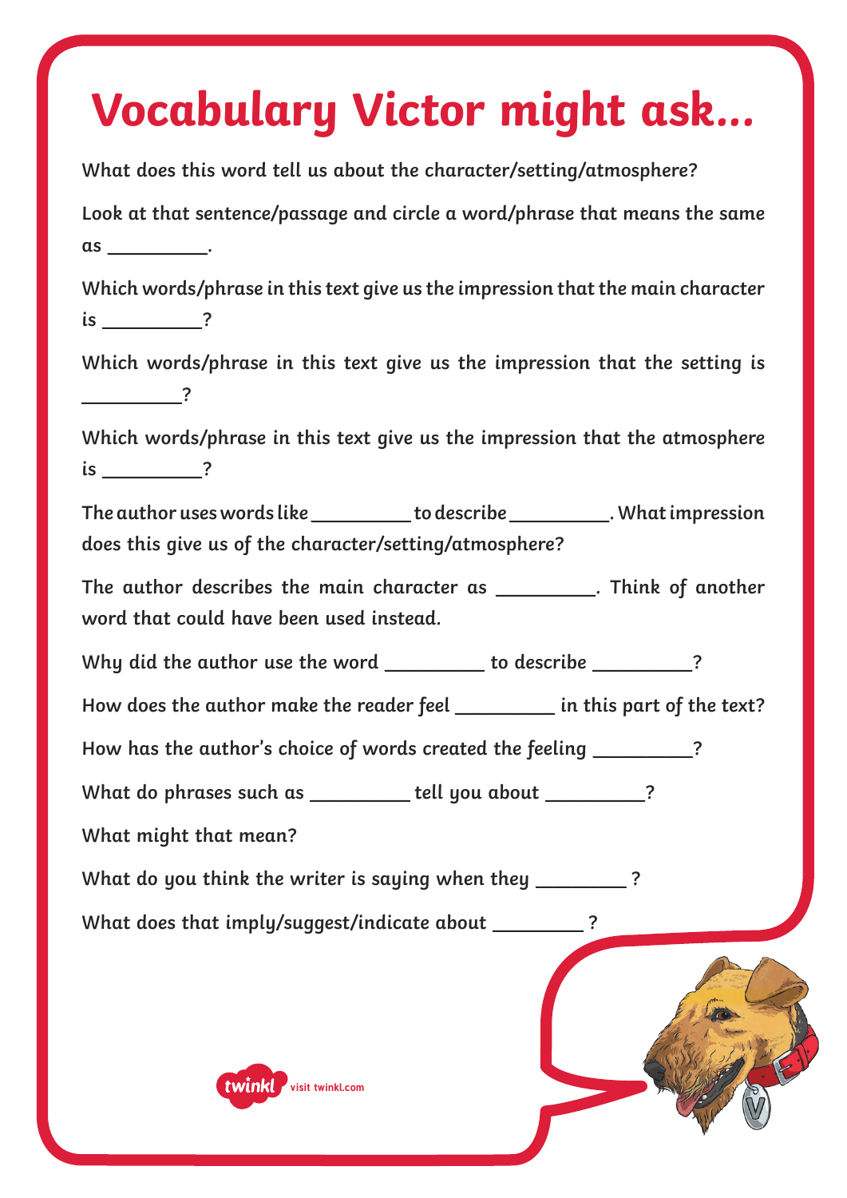# Vocabulary Victor might ask...

What does this word tell us about the character/setting/atmosphere?

Look at that sentence/passage and circle a word/phrase that means the same as __________.

Which words/phrase in this text give us the impression that the main character is __________?

Which words/phrase in this text give us the impression that the setting is __________?

Which words/phrase in this text give us the impression that the atmosphere is __________?

The author uses words like __________ to describe __________. What impression does this give us of the character/setting/atmosphere?

The author describes the main character as __________. Think of another word that could have been used instead.

Why did the author use the word __________ to describe __________?

How does the author make the reader feel __________ in this part of the text?

How has the author's choice of words created the feeling __________?

What do phrases such as __________ tell you about __________?

What might that mean?

What do you think the writer is saying when they _________ ?

What does that imply/suggest/indicate about _________ ?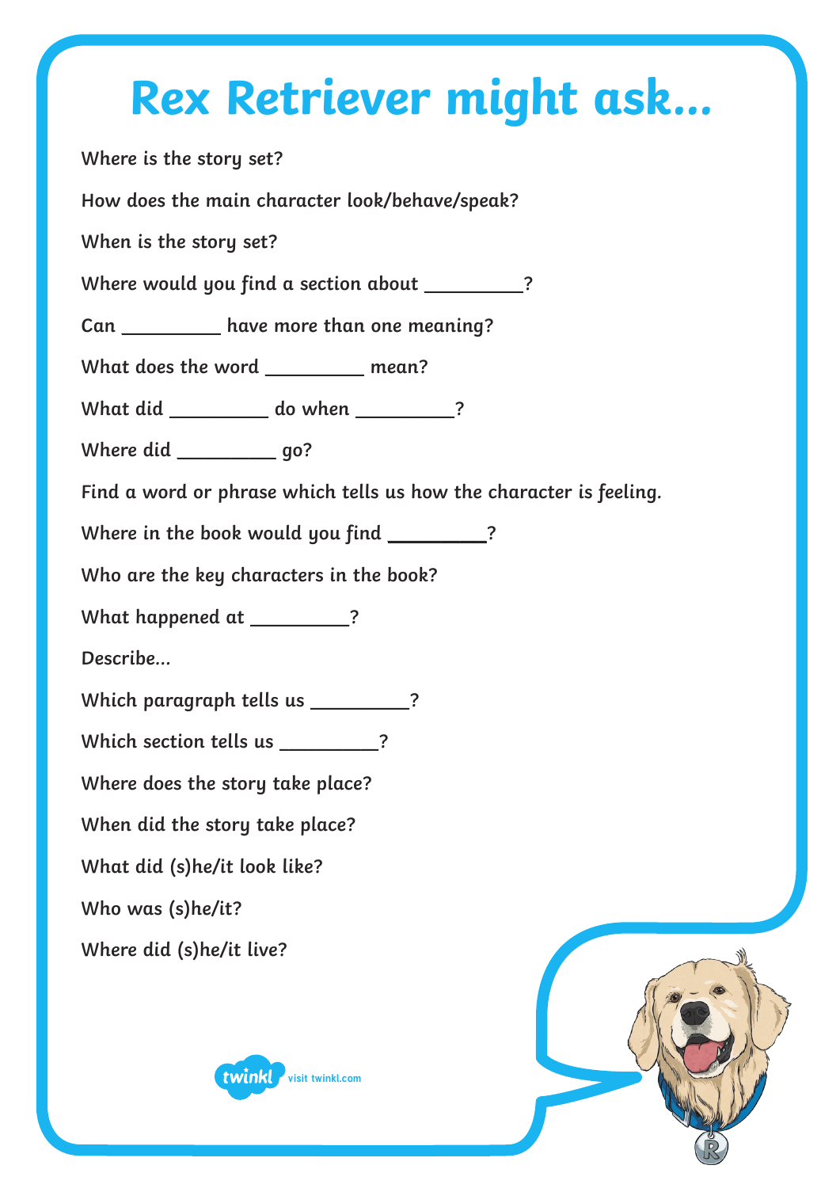# Rex Retriever might ask...

Where is the story set?

How does the main character look/behave/speak?

When is the story set?

Where would you find a section about _________?

Can _________ have more than one meaning?

What does the word _________ mean?

What did _________ do when _________?

Where did _________ go?

Find a word or phrase which tells us how the character is feeling.

Where in the book would you find _________?

Who are the key characters in the book?

What happened at _________?

Describe...

Which paragraph tells us _________?

Which section tells us _________?

Where does the story take place?

When did the story take place?

What did (s)he/it look like?

Who was (s)he/it?

Where did (s)he/it live?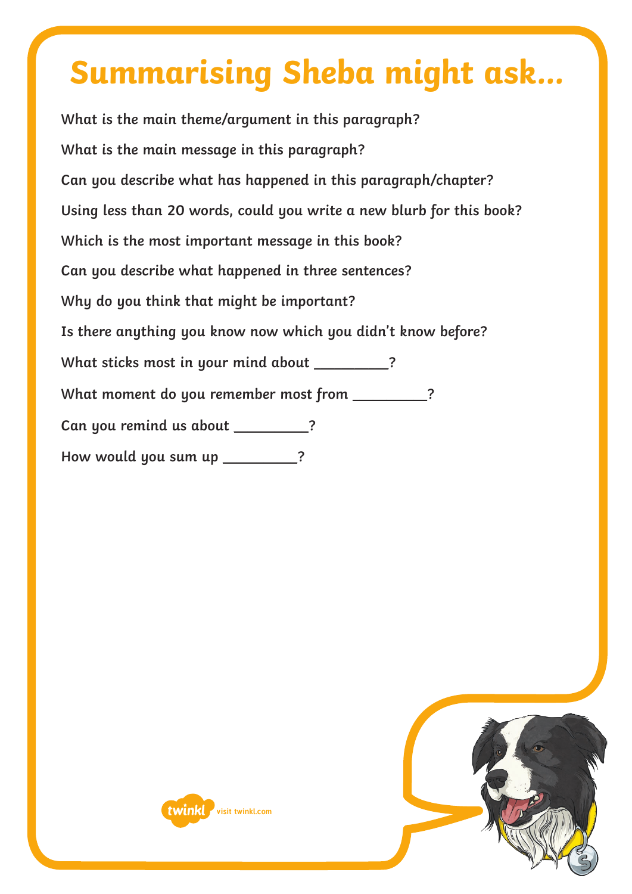# Summarising Sheba might ask...

What is the main theme/argument in this paragraph?

What is the main message in this paragraph?

Can you describe what has happened in this paragraph/chapter?

Using less than 20 words, could you write a new blurb for this book?

Which is the most important message in this book?

Can you describe what happened in three sentences?

Why do you think that might be important?

Is there anything you know now which you didn't know before?

What sticks most in your mind about _________?

What moment do you remember most from _________?

Can you remind us about _________?

How would you sum up _________?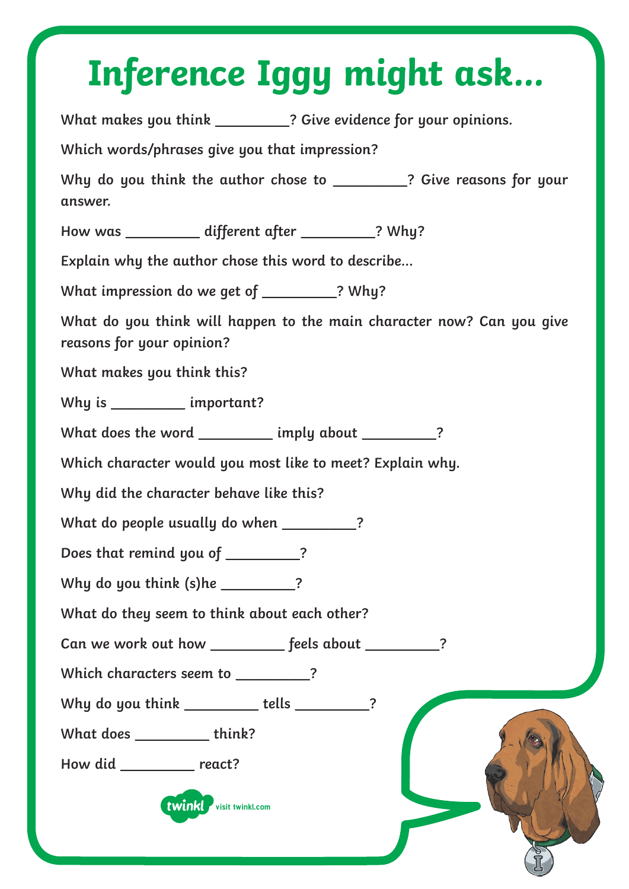# Inference Iggy might ask...

What makes you think __________? Give evidence for your opinions.

Which words/phrases give you that impression?

Why do you think the author chose to __________? Give reasons for your answer.

How was __________ different after __________? Why?

Explain why the author chose this word to describe...

What impression do we get of __________? Why?

What do you think will happen to the main character now? Can you give reasons for your opinion?

What makes you think this?

Why is __________ important?

What does the word __________ imply about __________?

Which character would you most like to meet? Explain why.

Why did the character behave like this?

What do people usually do when __________?

Does that remind you of __________?

Why do you think (s)he __________?

What do they seem to think about each other?

Can we work out how __________ feels about __________?

Which characters seem to __________?

Why do you think __________ tells __________?

What does __________ think?

How did __________ react?

twinkl visit twinkl.com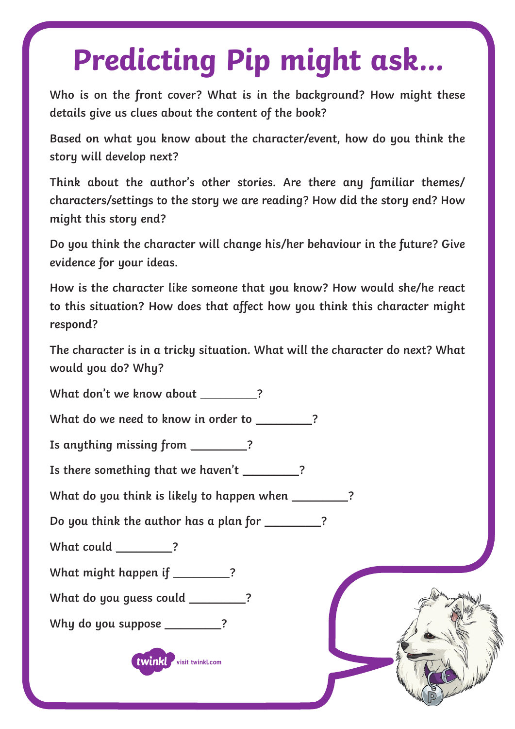# Predicting Pip might ask...

**Who is on the front cover? What is in the background? How might these details give us clues about the content of the book?**

**Based on what you know about the character/event, how do you think the story will develop next?**

**Think about the author's other stories. Are there any familiar themes/ characters/settings to the story we are reading? How did the story end? How might this story end?**

**Do you think the character will change his/her behaviour in the future? Give evidence for your ideas.**

**How is the character like someone that you know? How would she/he react to this situation? How does that affect how you think this character might respond?**

**The character is in a tricky situation. What will the character do next? What would you do? Why?**

**What don't we know about _________?**

**What do we need to know in order to _________?**

**Is anything missing from _________?**

**Is there something that we haven't _________?**

**What do you think is likely to happen when _________?**

**Do you think the author has a plan for _________?**

**What could _________?**

**What might happen if _________?**

**What do you guess could _________?**

**Why do you suppose _________?**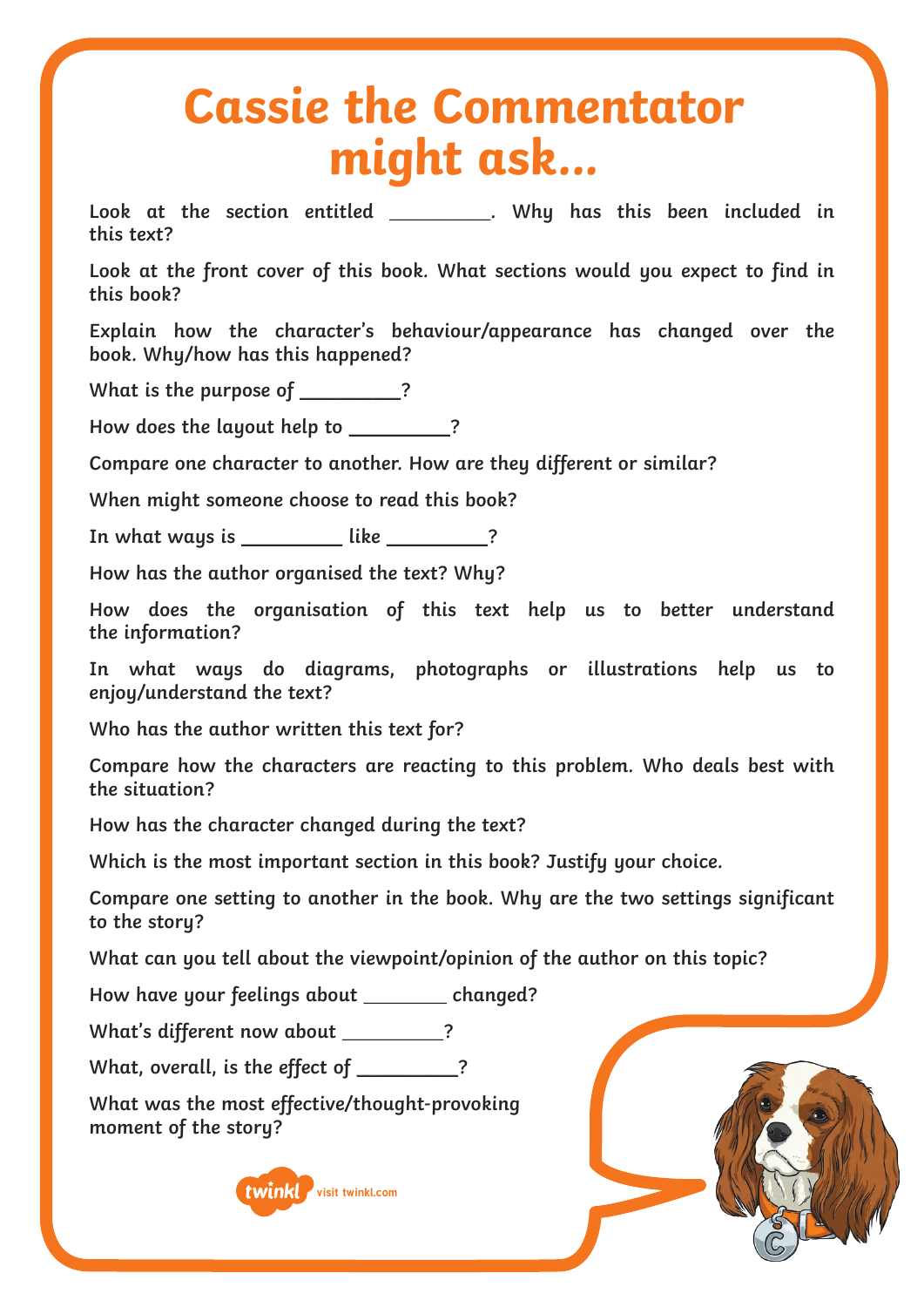# Cassie the Commentator might ask...

Look at the section entitled _________. Why has this been included in this text?

Look at the front cover of this book. What sections would you expect to find in this book?

Explain how the character's behaviour/appearance has changed over the book. Why/how has this happened?

What is the purpose of _________?

How does the layout help to _________?

Compare one character to another. How are they different or similar?

When might someone choose to read this book?

In what ways is _________ like _________?

How has the author organised the text? Why?

How does the organisation of this text help us to better understand the information?

In what ways do diagrams, photographs or illustrations help us to enjoy/understand the text?

Who has the author written this text for?

Compare how the characters are reacting to this problem. Who deals best with the situation?

How has the character changed during the text?

Which is the most important section in this book? Justify your choice.

Compare one setting to another in the book. Why are the two settings significant to the story?

What can you tell about the viewpoint/opinion of the author on this topic?

How have your feelings about ________ changed?

What's different now about _________?

What, overall, is the effect of _________?

What was the most effective/thought-provoking moment of the story?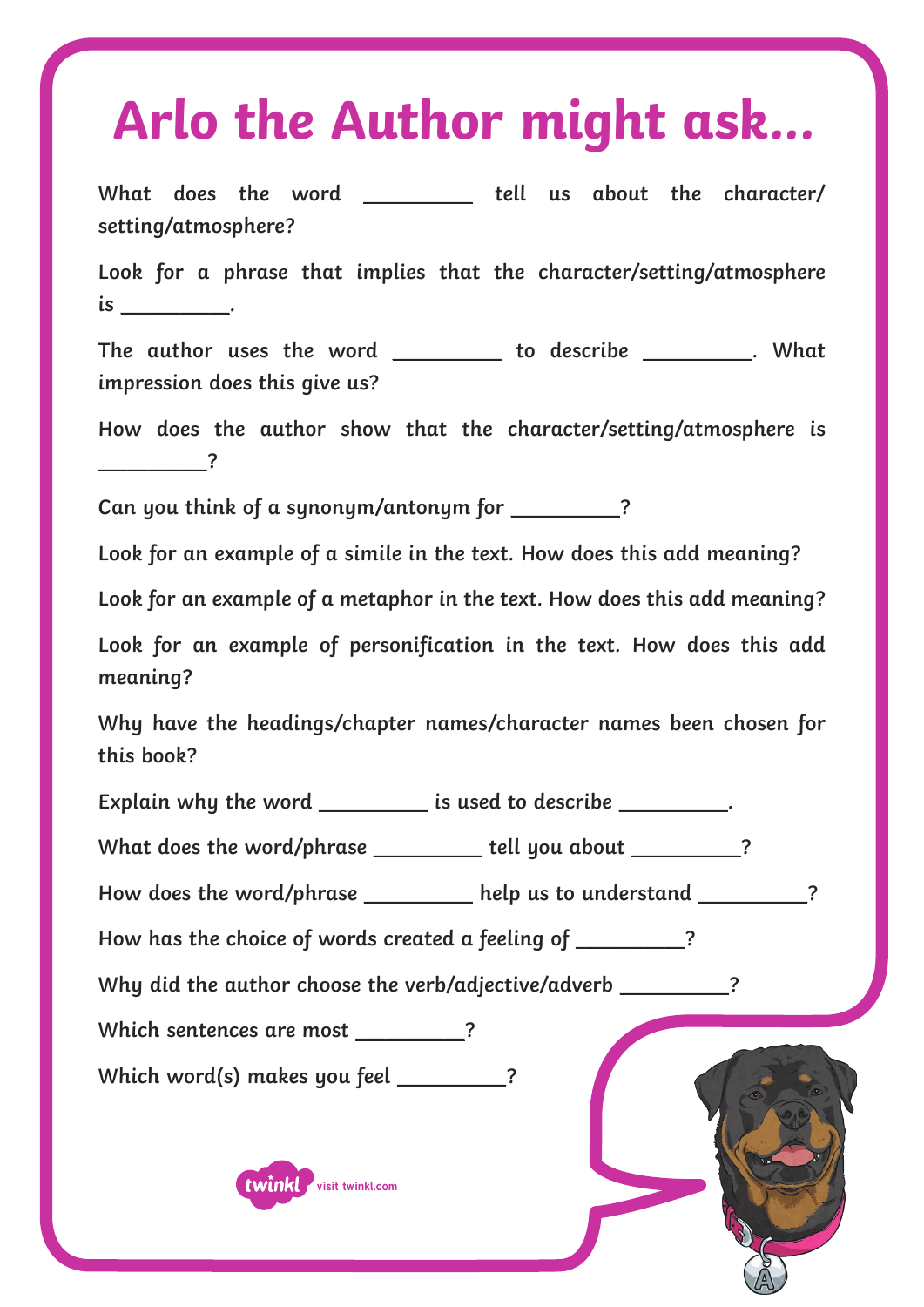# Arlo the Author might ask…

What does the word _________ tell us about the character/setting/atmosphere?

Look for a phrase that implies that the character/setting/atmosphere is _________.

The author uses the word _________ to describe _________. What impression does this give us?

How does the author show that the character/setting/atmosphere is _________?

Can you think of a synonym/antonym for _________?

Look for an example of a simile in the text. How does this add meaning?

Look for an example of a metaphor in the text. How does this add meaning?

Look for an example of personification in the text. How does this add meaning?

Why have the headings/chapter names/character names been chosen for this book?

Explain why the word _________ is used to describe _________.

What does the word/phrase _________ tell you about _________?

How does the word/phrase _________ help us to understand _________?

How has the choice of words created a feeling of _________?

Why did the author choose the verb/adjective/adverb _________?

Which sentences are most _________?

Which word(s) makes you feel _________?

twinkl visit twinkl.com